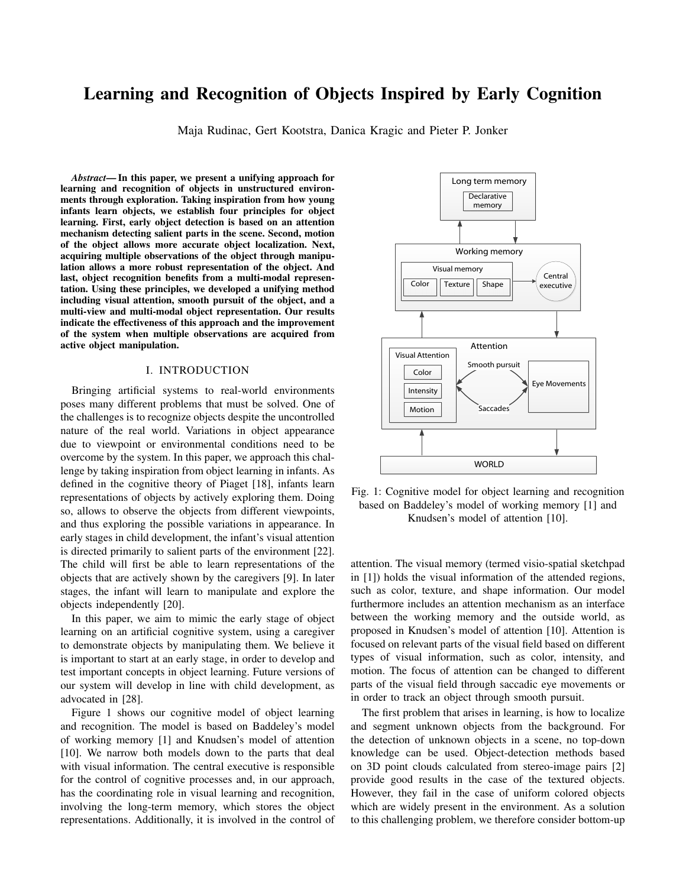# Learning and Recognition of Objects Inspired by Early Cognition

Maja Rudinac, Gert Kootstra, Danica Kragic and Pieter P. Jonker

***Abstract*— In this paper, we present a unifying approach for learning and recognition of objects in unstructured environments through exploration. Taking inspiration from how young infants learn objects, we establish four principles for object learning. First, early object detection is based on an attention mechanism detecting salient parts in the scene. Second, motion of the object allows more accurate object localization. Next, acquiring multiple observations of the object through manipulation allows a more robust representation of the object. And last, object recognition benefits from a multi-modal representation. Using these principles, we developed a unifying method including visual attention, smooth pursuit of the object, and a multi-view and multi-modal object representation. Our results indicate the effectiveness of this approach and the improvement of the system when multiple observations are acquired from active object manipulation.**

## I. INTRODUCTION

Bringing artificial systems to real-world environments poses many different problems that must be solved. One of the challenges is to recognize objects despite the uncontrolled nature of the real world. Variations in object appearance due to viewpoint or environmental conditions need to be overcome by the system. In this paper, we approach this challenge by taking inspiration from object learning in infants. As defined in the cognitive theory of Piaget [18], infants learn representations of objects by actively exploring them. Doing so, allows to observe the objects from different viewpoints, and thus exploring the possible variations in appearance. In early stages in child development, the infant's visual attention is directed primarily to salient parts of the environment [22]. The child will first be able to learn representations of the objects that are actively shown by the caregivers [9]. In later stages, the infant will learn to manipulate and explore the objects independently [20].

In this paper, we aim to mimic the early stage of object learning on an artificial cognitive system, using a caregiver to demonstrate objects by manipulating them. We believe it is important to start at an early stage, in order to develop and test important concepts in object learning. Future versions of our system will develop in line with child development, as advocated in [28].

Figure 1 shows our cognitive model of object learning and recognition. The model is based on Baddeley's model of working memory [1] and Knudsen's model of attention [10]. We narrow both models down to the parts that deal with visual information. The central executive is responsible for the control of cognitive processes and, in our approach, has the coordinating role in visual learning and recognition, involving the long-term memory, which stores the object representations. Additionally, it is involved in the control of attention. The visual memory (termed visio-spatial sketchpad in [1]) holds the visual information of the attended regions, such as color, texture, and shape information. Our model furthermore includes an attention mechanism as an interface between the working memory and the outside world, as proposed in Knudsen's model of attention [10]. Attention is focused on relevant parts of the visual field based on different types of visual information, such as color, intensity, and motion. The focus of attention can be changed to different parts of the visual field through saccadic eye movements or in order to track an object through smooth pursuit.

Fig. 1: Cognitive model for object learning and recognition based on Baddeley's model of working memory [1] and Knudsen's model of attention [10].

The first problem that arises in learning, is how to localize and segment unknown objects from the background. For the detection of unknown objects in a scene, no top-down knowledge can be used. Object-detection methods based on 3D point clouds calculated from stereo-image pairs [2] provide good results in the case of the textured objects. However, they fail in the case of uniform colored objects which are widely present in the environment. As a solution to this challenging problem, we therefore consider bottom-up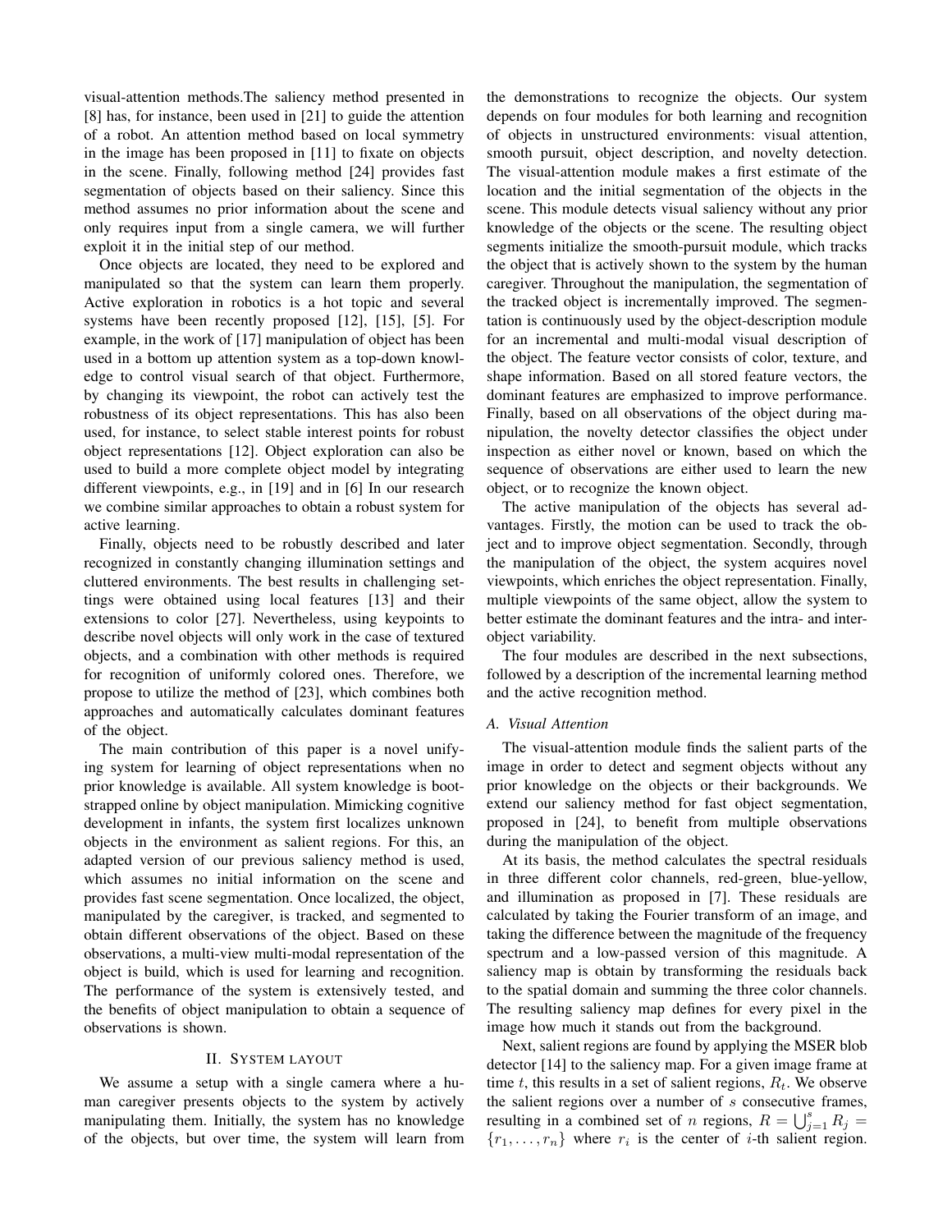visual-attention methods.The saliency method presented in [8] has, for instance, been used in [21] to guide the attention of a robot. An attention method based on local symmetry in the image has been proposed in [11] to fixate on objects in the scene. Finally, following method [24] provides fast segmentation of objects based on their saliency. Since this method assumes no prior information about the scene and only requires input from a single camera, we will further exploit it in the initial step of our method.

Once objects are located, they need to be explored and manipulated so that the system can learn them properly. Active exploration in robotics is a hot topic and several systems have been recently proposed [12], [15], [5]. For example, in the work of [17] manipulation of object has been used in a bottom up attention system as a top-down knowledge to control visual search of that object. Furthermore, by changing its viewpoint, the robot can actively test the robustness of its object representations. This has also been used, for instance, to select stable interest points for robust object representations [12]. Object exploration can also be used to build a more complete object model by integrating different viewpoints, e.g., in [19] and in [6] In our research we combine similar approaches to obtain a robust system for active learning.

Finally, objects need to be robustly described and later recognized in constantly changing illumination settings and cluttered environments. The best results in challenging settings were obtained using local features [13] and their extensions to color [27]. Nevertheless, using keypoints to describe novel objects will only work in the case of textured objects, and a combination with other methods is required for recognition of uniformly colored ones. Therefore, we propose to utilize the method of [23], which combines both approaches and automatically calculates dominant features of the object.

The main contribution of this paper is a novel unifying system for learning of object representations when no prior knowledge is available. All system knowledge is bootstrapped online by object manipulation. Mimicking cognitive development in infants, the system first localizes unknown objects in the environment as salient regions. For this, an adapted version of our previous saliency method is used, which assumes no initial information on the scene and provides fast scene segmentation. Once localized, the object, manipulated by the caregiver, is tracked, and segmented to obtain different observations of the object. Based on these observations, a multi-view multi-modal representation of the object is build, which is used for learning and recognition. The performance of the system is extensively tested, and the benefits of object manipulation to obtain a sequence of observations is shown.

## II. System Layout

We assume a setup with a single camera where a human caregiver presents objects to the system by actively manipulating them. Initially, the system has no knowledge of the objects, but over time, the system will learn from the demonstrations to recognize the objects. Our system depends on four modules for both learning and recognition of objects in unstructured environments: visual attention, smooth pursuit, object description, and novelty detection. The visual-attention module makes a first estimate of the location and the initial segmentation of the objects in the scene. This module detects visual saliency without any prior knowledge of the objects or the scene. The resulting object segments initialize the smooth-pursuit module, which tracks the object that is actively shown to the system by the human caregiver. Throughout the manipulation, the segmentation of the tracked object is incrementally improved. The segmentation is continuously used by the object-description module for an incremental and multi-modal visual description of the object. The feature vector consists of color, texture, and shape information. Based on all stored feature vectors, the dominant features are emphasized to improve performance. Finally, based on all observations of the object during manipulation, the novelty detector classifies the object under inspection as either novel or known, based on which the sequence of observations are either used to learn the new object, or to recognize the known object.

The active manipulation of the objects has several advantages. Firstly, the motion can be used to track the object and to improve object segmentation. Secondly, through the manipulation of the object, the system acquires novel viewpoints, which enriches the object representation. Finally, multiple viewpoints of the same object, allow the system to better estimate the dominant features and the intra- and inter-object variability.

The four modules are described in the next subsections, followed by a description of the incremental learning method and the active recognition method.

### A. Visual Attention

The visual-attention module finds the salient parts of the image in order to detect and segment objects without any prior knowledge on the objects or their backgrounds. We extend our saliency method for fast object segmentation, proposed in [24], to benefit from multiple observations during the manipulation of the object.

At its basis, the method calculates the spectral residuals in three different color channels, red-green, blue-yellow, and illumination as proposed in [7]. These residuals are calculated by taking the Fourier transform of an image, and taking the difference between the magnitude of the frequency spectrum and a low-passed version of this magnitude. A saliency map is obtain by transforming the residuals back to the spatial domain and summing the three color channels. The resulting saliency map defines for every pixel in the image how much it stands out from the background.

Next, salient regions are found by applying the MSER blob detector [14] to the saliency map. For a given image frame at time $t$, this results in a set of salient regions, $R_t$. We observe the salient regions over a number of $s$ consecutive frames, resulting in a combined set of $n$ regions, $R = \bigcup_{j=1}^{s} R_j = \{r_1, \ldots, r_n\}$ where $r_i$ is the center of $i$-th salient region.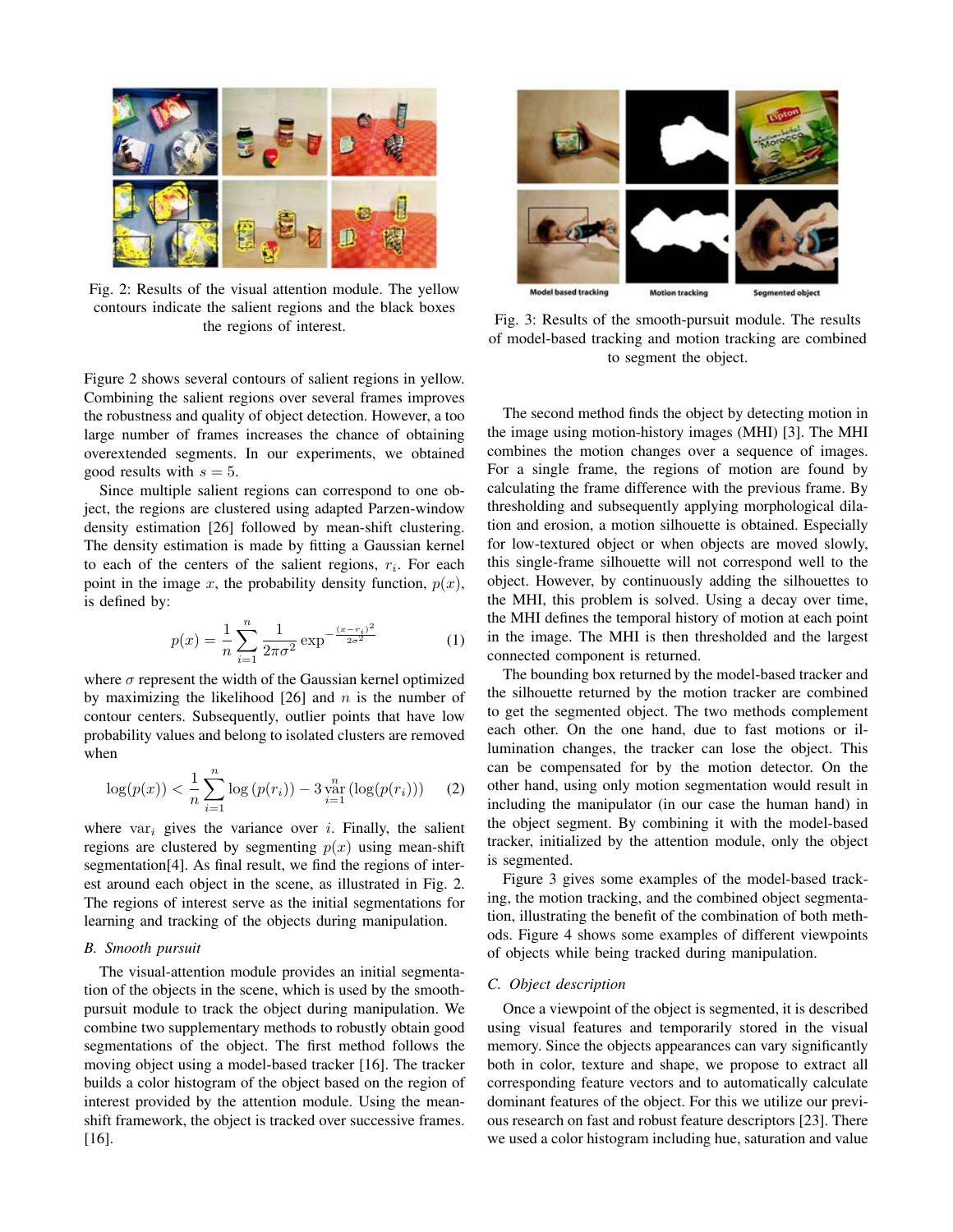Fig. 2: Results of the visual attention module. The yellow contours indicate the salient regions and the black boxes the regions of interest.

Figure 2 shows several contours of salient regions in yellow. Combining the salient regions over several frames improves the robustness and quality of object detection. However, a too large number of frames increases the chance of obtaining overextended segments. In our experiments, we obtained good results with $s = 5$.

Since multiple salient regions can correspond to one object, the regions are clustered using adapted Parzen-window density estimation [26] followed by mean-shift clustering. The density estimation is made by fitting a Gaussian kernel to each of the centers of the salient regions, $r_i$. For each point in the image $x$, the probability density function, $p(x)$, is defined by:

$$p(x) = \frac{1}{n} \sum_{i=1}^{n} \frac{1}{2\pi\sigma^2} \exp^{-\frac{(x-r_i)^2}{2\sigma^2}} \quad (1)$$

where $\sigma$ represent the width of the Gaussian kernel optimized by maximizing the likelihood [26] and $n$ is the number of contour centers. Subsequently, outlier points that have low probability values and belong to isolated clusters are removed when

$$\log(p(x)) < \frac{1}{n} \sum_{i=1}^{n} \log\left(p(r_i)\right) - 3 \operatorname*{var}_{i=1}^{n} \left(\log(p(r_i))\right) \quad (2)$$

where $\text{var}_i$ gives the variance over $i$. Finally, the salient regions are clustered by segmenting $p(x)$ using mean-shift segmentation[4]. As final result, we find the regions of interest around each object in the scene, as illustrated in Fig. 2. The regions of interest serve as the initial segmentations for learning and tracking of the objects during manipulation.

### *B. Smooth pursuit*

The visual-attention module provides an initial segmentation of the objects in the scene, which is used by the smooth-pursuit module to track the object during manipulation. We combine two supplementary methods to robustly obtain good segmentations of the object. The first method follows the moving object using a model-based tracker [16]. The tracker builds a color histogram of the object based on the region of interest provided by the attention module. Using the mean-shift framework, the object is tracked over successive frames. [16].

Model based tracking | Motion tracking | Segmented object

Fig. 3: Results of the smooth-pursuit module. The results of model-based tracking and motion tracking are combined to segment the object.

The second method finds the object by detecting motion in the image using motion-history images (MHI) [3]. The MHI combines the motion changes over a sequence of images. For a single frame, the regions of motion are found by calculating the frame difference with the previous frame. By thresholding and subsequently applying morphological dilation and erosion, a motion silhouette is obtained. Especially for low-textured object or when objects are moved slowly, this single-frame silhouette will not correspond well to the object. However, by continuously adding the silhouettes to the MHI, this problem is solved. Using a decay over time, the MHI defines the temporal history of motion at each point in the image. The MHI is then thresholded and the largest connected component is returned.

The bounding box returned by the model-based tracker and the silhouette returned by the motion tracker are combined to get the segmented object. The two methods complement each other. On the one hand, due to fast motions or illumination changes, the tracker can lose the object. This can be compensated for by the motion detector. On the other hand, using only motion segmentation would result in including the manipulator (in our case the human hand) in the object segment. By combining it with the model-based tracker, initialized by the attention module, only the object is segmented.

Figure 3 gives some examples of the model-based tracking, the motion tracking, and the combined object segmentation, illustrating the benefit of the combination of both methods. Figure 4 shows some examples of different viewpoints of objects while being tracked during manipulation.

### *C. Object description*

Once a viewpoint of the object is segmented, it is described using visual features and temporarily stored in the visual memory. Since the objects appearances can vary significantly both in color, texture and shape, we propose to extract all corresponding feature vectors and to automatically calculate dominant features of the object. For this we utilize our previous research on fast and robust feature descriptors [23]. There we used a color histogram including hue, saturation and value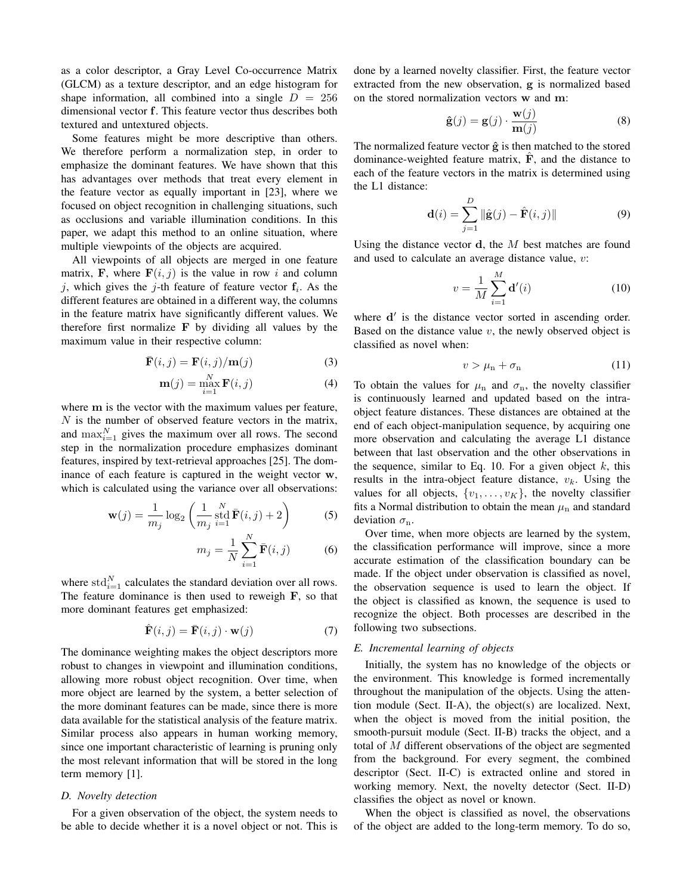as a color descriptor, a Gray Level Co-occurrence Matrix (GLCM) as a texture descriptor, and an edge histogram for shape information, all combined into a single $D = 256$ dimensional vector $\mathbf{f}$. This feature vector thus describes both textured and untextured objects.

Some features might be more descriptive than others. We therefore perform a normalization step, in order to emphasize the dominant features. We have shown that this has advantages over methods that treat every element in the feature vector as equally important in [23], where we focused on object recognition in challenging situations, such as occlusions and variable illumination conditions. In this paper, we adapt this method to an online situation, where multiple viewpoints of the objects are acquired.

All viewpoints of all objects are merged in one feature matrix, $\mathbf{F}$, where $\mathbf{F}(i, j)$ is the value in row $i$ and column $j$, which gives the $j$-th feature of feature vector $\mathbf{f}_i$. As the different features are obtained in a different way, the columns in the feature matrix have significantly different values. We therefore first normalize $\mathbf{F}$ by dividing all values by the maximum value in their respective column:

$$\bar{\mathbf{F}}(i, j) = \mathbf{F}(i, j)/\mathbf{m}(j) \tag{3}$$

$$\mathbf{m}(j) = \max_{i=1}^{N} \mathbf{F}(i, j) \tag{4}$$

where $\mathbf{m}$ is the vector with the maximum values per feature, $N$ is the number of observed feature vectors in the matrix, and $\max_{i=1}^{N}$ gives the maximum over all rows. The second step in the normalization procedure emphasizes dominant features, inspired by text-retrieval approaches [25]. The dominance of each feature is captured in the weight vector $\mathbf{w}$, which is calculated using the variance over all observations:

$$\mathbf{w}(j) = \frac{1}{m_j} \log_2 \left( \frac{1}{m_j} \operatorname*{std}_{i=1}^{N} \bar{\mathbf{F}}(i, j) + 2 \right) \tag{5}$$

$$m_j = \frac{1}{N} \sum_{i=1}^{N} \bar{\mathbf{F}}(i, j) \tag{6}$$

where $\mathrm{std}_{i=1}^{N}$ calculates the standard deviation over all rows. The feature dominance is then used to reweigh $\mathbf{F}$, so that more dominant features get emphasized:

$$\hat{\mathbf{F}}(i, j) = \bar{\mathbf{F}}(i, j) \cdot \mathbf{w}(j) \tag{7}$$

The dominance weighting makes the object descriptors more robust to changes in viewpoint and illumination conditions, allowing more robust object recognition. Over time, when more object are learned by the system, a better selection of the more dominant features can be made, since there is more data available for the statistical analysis of the feature matrix. Similar process also appears in human working memory, since one important characteristic of learning is pruning only the most relevant information that will be stored in the long term memory [1].

### *D. Novelty detection*

For a given observation of the object, the system needs to be able to decide whether it is a novel object or not. This is done by a learned novelty classifier. First, the feature vector extracted from the new observation, $\mathbf{g}$ is normalized based on the stored normalization vectors $\mathbf{w}$ and $\mathbf{m}$:

$$\hat{\mathbf{g}}(j) = \mathbf{g}(j) \cdot \frac{\mathbf{w}(j)}{\mathbf{m}(j)} \tag{8}$$

The normalized feature vector $\hat{\mathbf{g}}$ is then matched to the stored dominance-weighted feature matrix, $\hat{\mathbf{F}}$, and the distance to each of the feature vectors in the matrix is determined using the L1 distance:

$$\mathbf{d}(i) = \sum_{j=1}^{D} \|\hat{\mathbf{g}}(j) - \hat{\mathbf{F}}(i, j)\| \tag{9}$$

Using the distance vector $\mathbf{d}$, the $M$ best matches are found and used to calculate an average distance value, $v$:

$$v = \frac{1}{M} \sum_{i=1}^{M} \mathbf{d}'(i) \tag{10}$$

where $\mathbf{d}'$ is the distance vector sorted in ascending order. Based on the distance value $v$, the newly observed object is classified as novel when:

$$v > \mu_{\mathrm{n}} + \sigma_{\mathrm{n}} \tag{11}$$

To obtain the values for $\mu_{\mathrm{n}}$ and $\sigma_{\mathrm{n}}$, the novelty classifier is continuously learned and updated based on the intra-object feature distances. These distances are obtained at the end of each object-manipulation sequence, by acquiring one more observation and calculating the average L1 distance between that last observation and the other observations in the sequence, similar to Eq. 10. For a given object $k$, this results in the intra-object feature distance, $v_k$. Using the values for all objects, $\{v_1, \ldots, v_K\}$, the novelty classifier fits a Normal distribution to obtain the mean $\mu_{\mathrm{n}}$ and standard deviation $\sigma_{\mathrm{n}}$.

Over time, when more objects are learned by the system, the classification performance will improve, since a more accurate estimation of the classification boundary can be made. If the object under observation is classified as novel, the observation sequence is used to learn the object. If the object is classified as known, the sequence is used to recognize the object. Both processes are described in the following two subsections.

### *E. Incremental learning of objects*

Initially, the system has no knowledge of the objects or the environment. This knowledge is formed incrementally throughout the manipulation of the objects. Using the attention module (Sect. II-A), the object(s) are localized. Next, when the object is moved from the initial position, the smooth-pursuit module (Sect. II-B) tracks the object, and a total of $M$ different observations of the object are segmented from the background. For every segment, the combined descriptor (Sect. II-C) is extracted online and stored in working memory. Next, the novelty detector (Sect. II-D) classifies the object as novel or known.

When the object is classified as novel, the observations of the object are added to the long-term memory. To do so,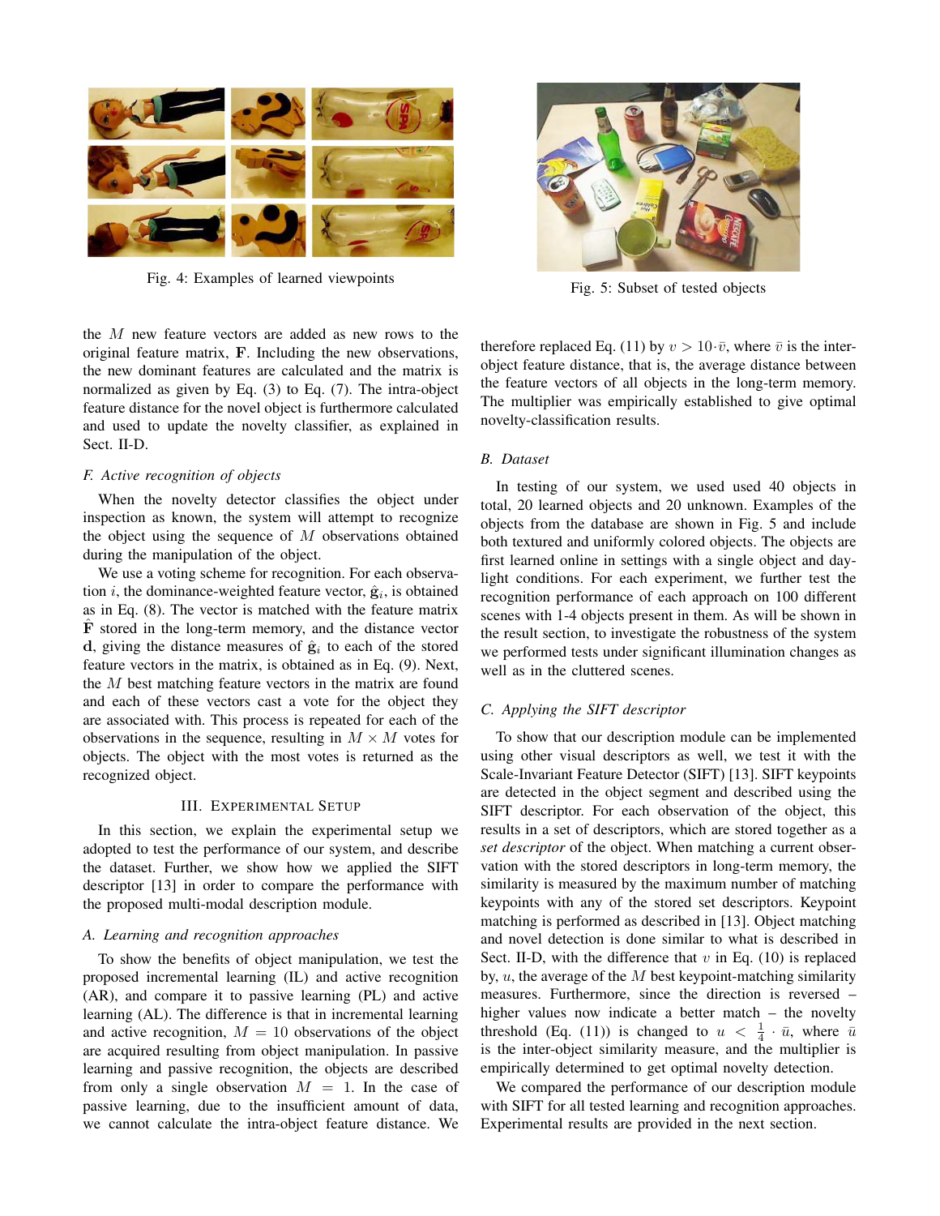Fig. 4: Examples of learned viewpoints

Fig. 5: Subset of tested objects

the $M$ new feature vectors are added as new rows to the original feature matrix, $\mathbf{F}$. Including the new observations, the new dominant features are calculated and the matrix is normalized as given by Eq. (3) to Eq. (7). The intra-object feature distance for the novel object is furthermore calculated and used to update the novelty classifier, as explained in Sect. II-D.

### F. Active recognition of objects

When the novelty detector classifies the object under inspection as known, the system will attempt to recognize the object using the sequence of $M$ observations obtained during the manipulation of the object.

We use a voting scheme for recognition. For each observation $i$, the dominance-weighted feature vector, $\hat{\mathbf{g}}_i$, is obtained as in Eq. (8). The vector is matched with the feature matrix $\hat{\mathbf{F}}$ stored in the long-term memory, and the distance vector $\mathbf{d}$, giving the distance measures of $\hat{\mathbf{g}}_i$ to each of the stored feature vectors in the matrix, is obtained as in Eq. (9). Next, the $M$ best matching feature vectors in the matrix are found and each of these vectors cast a vote for the object they are associated with. This process is repeated for each of the observations in the sequence, resulting in $M \times M$ votes for objects. The object with the most votes is returned as the recognized object.

## III. Experimental Setup

In this section, we explain the experimental setup we adopted to test the performance of our system, and describe the dataset. Further, we show how we applied the SIFT descriptor [13] in order to compare the performance with the proposed multi-modal description module.

### A. Learning and recognition approaches

To show the benefits of object manipulation, we test the proposed incremental learning (IL) and active recognition (AR), and compare it to passive learning (PL) and active learning (AL). The difference is that in incremental learning and active recognition, $M = 10$ observations of the object are acquired resulting from object manipulation. In passive learning and passive recognition, the objects are described from only a single observation $M = 1$. In the case of passive learning, due to the insufficient amount of data, we cannot calculate the intra-object feature distance. We therefore replaced Eq. (11) by $v > 10 \cdot \bar{v}$, where $\bar{v}$ is the inter-object feature distance, that is, the average distance between the feature vectors of all objects in the long-term memory. The multiplier was empirically established to give optimal novelty-classification results.

### B. Dataset

In testing of our system, we used used 40 objects in total, 20 learned objects and 20 unknown. Examples of the objects from the database are shown in Fig. 5 and include both textured and uniformly colored objects. The objects are first learned online in settings with a single object and daylight conditions. For each experiment, we further test the recognition performance of each approach on 100 different scenes with 1-4 objects present in them. As will be shown in the result section, to investigate the robustness of the system we performed tests under significant illumination changes as well as in the cluttered scenes.

### C. Applying the SIFT descriptor

To show that our description module can be implemented using other visual descriptors as well, we test it with the Scale-Invariant Feature Detector (SIFT) [13]. SIFT keypoints are detected in the object segment and described using the SIFT descriptor. For each observation of the object, this results in a set of descriptors, which are stored together as a *set descriptor* of the object. When matching a current observation with the stored descriptors in long-term memory, the similarity is measured by the maximum number of matching keypoints with any of the stored set descriptors. Keypoint matching is performed as described in [13]. Object matching and novel detection is done similar to what is described in Sect. II-D, with the difference that $v$ in Eq. (10) is replaced by, $u$, the average of the $M$ best keypoint-matching similarity measures. Furthermore, since the direction is reversed – higher values now indicate a better match – the novelty threshold (Eq. (11)) is changed to $u < \frac{1}{4} \cdot \bar{u}$, where $\bar{u}$ is the inter-object similarity measure, and the multiplier is empirically determined to get optimal novelty detection.

We compared the performance of our description module with SIFT for all tested learning and recognition approaches. Experimental results are provided in the next section.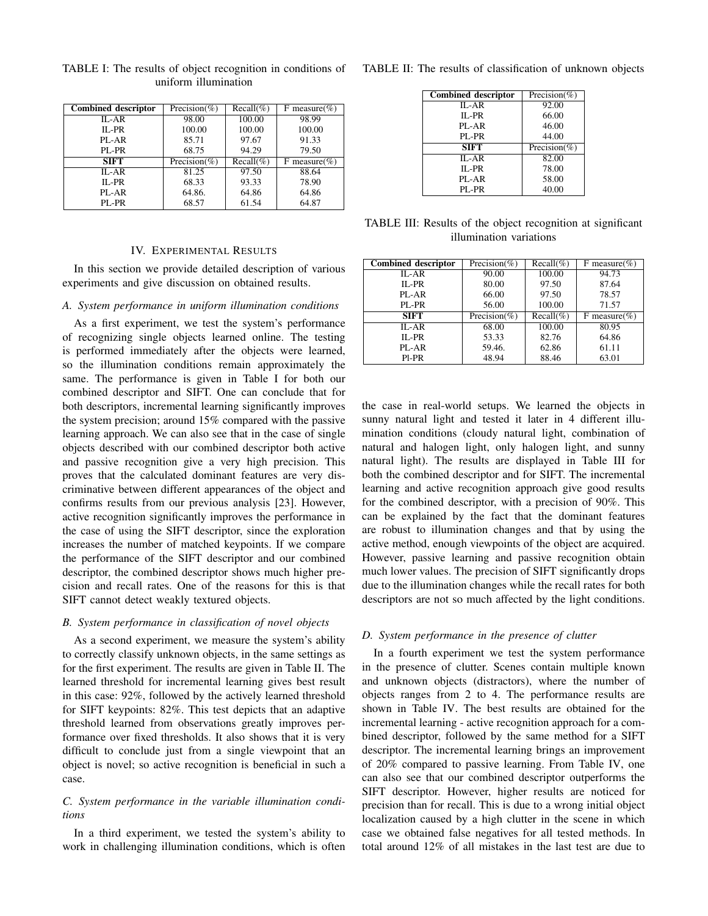TABLE I: The results of object recognition in conditions of uniform illumination

| **Combined descriptor** | Precision(%) | Recall(%) | F measure(%) |
|---|---|---|---|
| IL-AR | 98.00 | 100.00 | 98.99 |
| IL-PR | 100.00 | 100.00 | 100.00 |
| PL-AR | 85.71 | 97.67 | 91.33 |
| PL-PR | 68.75 | 94.29 | 79.50 |
| **SIFT** | Precision(%) | Recall(%) | F measure(%) |
| IL-AR | 81.25 | 97.50 | 88.64 |
| IL-PR | 68.33 | 93.33 | 78.90 |
| PL-AR | 64.86. | 64.86 | 64.86 |
| PL-PR | 68.57 | 61.54 | 64.87 |

## IV. Experimental Results

In this section we provide detailed description of various experiments and give discussion on obtained results.

### *A. System performance in uniform illumination conditions*

As a first experiment, we test the system's performance of recognizing single objects learned online. The testing is performed immediately after the objects were learned, so the illumination conditions remain approximately the same. The performance is given in Table I for both our combined descriptor and SIFT. One can conclude that for both descriptors, incremental learning significantly improves the system precision; around 15% compared with the passive learning approach. We can also see that in the case of single objects described with our combined descriptor both active and passive recognition give a very high precision. This proves that the calculated dominant features are very discriminative between different appearances of the object and confirms results from our previous analysis [23]. However, active recognition significantly improves the performance in the case of using the SIFT descriptor, since the exploration increases the number of matched keypoints. If we compare the performance of the SIFT descriptor and our combined descriptor, the combined descriptor shows much higher precision and recall rates. One of the reasons for this is that SIFT cannot detect weakly textured objects.

### *B. System performance in classification of novel objects*

As a second experiment, we measure the system's ability to correctly classify unknown objects, in the same settings as for the first experiment. The results are given in Table II. The learned threshold for incremental learning gives best result in this case: 92%, followed by the actively learned threshold for SIFT keypoints: 82%. This test depicts that an adaptive threshold learned from observations greatly improves performance over fixed thresholds. It also shows that it is very difficult to conclude just from a single viewpoint that an object is novel; so active recognition is beneficial in such a case.

### *C. System performance in the variable illumination conditions*

In a third experiment, we tested the system's ability to work in challenging illumination conditions, which is often the case in real-world setups. We learned the objects in sunny natural light and tested it later in 4 different illumination conditions (cloudy natural light, combination of natural and halogen light, only halogen light, and sunny natural light). The results are displayed in Table III for both the combined descriptor and for SIFT. The incremental learning and active recognition approach give good results for the combined descriptor, with a precision of 90%. This can be explained by the fact that the dominant features are robust to illumination changes and that by using the active method, enough viewpoints of the object are acquired. However, passive learning and passive recognition obtain much lower values. The precision of SIFT significantly drops due to the illumination changes while the recall rates for both descriptors are not so much affected by the light conditions.

TABLE II: The results of classification of unknown objects

| **Combined descriptor** | Precision(%) |
|---|---|
| IL-AR | 92.00 |
| IL-PR | 66.00 |
| PL-AR | 46.00 |
| PL-PR | 44.00 |
| **SIFT** | Precision(%) |
| IL-AR | 82.00 |
| IL-PR | 78.00 |
| PL-AR | 58.00 |
| PL-PR | 40.00 |

TABLE III: Results of the object recognition at significant illumination variations

| **Combined descriptor** | Precision(%) | Recall(%) | F measure(%) |
|---|---|---|---|
| IL-AR | 90.00 | 100.00 | 94.73 |
| IL-PR | 80.00 | 97.50 | 87.64 |
| PL-AR | 66.00 | 97.50 | 78.57 |
| PL-PR | 56.00 | 100.00 | 71.57 |
| **SIFT** | Precision(%) | Recall(%) | F measure(%) |
| IL-AR | 68.00 | 100.00 | 80.95 |
| IL-PR | 53.33 | 82.76 | 64.86 |
| PL-AR | 59.46. | 62.86 | 61.11 |
| Pl-PR | 48.94 | 88.46 | 63.01 |

### *D. System performance in the presence of clutter*

In a fourth experiment we test the system performance in the presence of clutter. Scenes contain multiple known and unknown objects (distractors), where the number of objects ranges from 2 to 4. The performance results are shown in Table IV. The best results are obtained for the incremental learning - active recognition approach for a combined descriptor, followed by the same method for a SIFT descriptor. The incremental learning brings an improvement of 20% compared to passive learning. From Table IV, one can also see that our combined descriptor outperforms the SIFT descriptor. However, higher results are noticed for precision than for recall. This is due to a wrong initial object localization caused by a high clutter in the scene in which case we obtained false negatives for all tested methods. In total around 12% of all mistakes in the last test are due to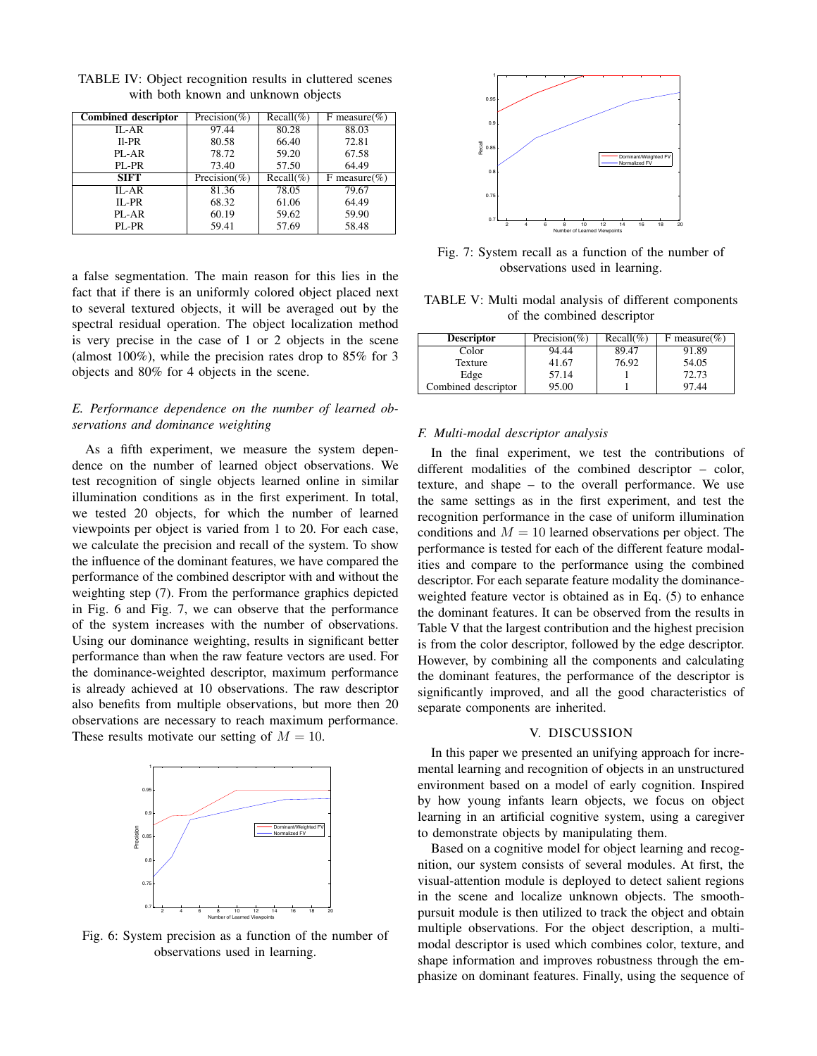TABLE IV: Object recognition results in cluttered scenes with both known and unknown objects

| Combined descriptor | Precision(%) | Recall(%) | F measure(%) |
|---|---|---|---|
| IL-AR | 97.44 | 80.28 | 88.03 |
| Il-PR | 80.58 | 66.40 | 72.81 |
| PL-AR | 78.72 | 59.20 | 67.58 |
| PL-PR | 73.40 | 57.50 | 64.49 |
| **SIFT** | Precision(%) | Recall(%) | F measure(%) |
| IL-AR | 81.36 | 78.05 | 79.67 |
| IL-PR | 68.32 | 61.06 | 64.49 |
| PL-AR | 60.19 | 59.62 | 59.90 |
| PL-PR | 59.41 | 57.69 | 58.48 |

a false segmentation. The main reason for this lies in the fact that if there is an uniformly colored object placed next to several textured objects, it will be averaged out by the spectral residual operation. The object localization method is very precise in the case of 1 or 2 objects in the scene (almost 100%), while the precision rates drop to 85% for 3 objects and 80% for 4 objects in the scene.

### *E. Performance dependence on the number of learned observations and dominance weighting*

As a fifth experiment, we measure the system dependence on the number of learned object observations. We test recognition of single objects learned online in similar illumination conditions as in the first experiment. In total, we tested 20 objects, for which the number of learned viewpoints per object is varied from 1 to 20. For each case, we calculate the precision and recall of the system. To show the influence of the dominant features, we have compared the performance of the combined descriptor with and without the weighting step (7). From the performance graphics depicted in Fig. 6 and Fig. 7, we can observe that the performance of the system increases with the number of observations. Using our dominance weighting, results in significant better performance than when the raw feature vectors are used. For the dominance-weighted descriptor, maximum performance is already achieved at 10 observations. The raw descriptor also benefits from multiple observations, but more then 20 observations are necessary to reach maximum performance. These results motivate our setting of $M = 10$.

Fig. 6: System precision as a function of the number of observations used in learning.

Fig. 7: System recall as a function of the number of observations used in learning.

TABLE V: Multi modal analysis of different components of the combined descriptor

| Descriptor | Precision(%) | Recall(%) | F measure(%) |
|---|---|---|---|
| Color | 94.44 | 89.47 | 91.89 |
| Texture | 41.67 | 76.92 | 54.05 |
| Edge | 57.14 | 1 | 72.73 |
| Combined descriptor | 95.00 | 1 | 97.44 |

### *F. Multi-modal descriptor analysis*

In the final experiment, we test the contributions of different modalities of the combined descriptor – color, texture, and shape – to the overall performance. We use the same settings as in the first experiment, and test the recognition performance in the case of uniform illumination conditions and $M = 10$ learned observations per object. The performance is tested for each of the different feature modalities and compare to the performance using the combined descriptor. For each separate feature modality the dominance-weighted feature vector is obtained as in Eq. (5) to enhance the dominant features. It can be observed from the results in Table V that the largest contribution and the highest precision is from the color descriptor, followed by the edge descriptor. However, by combining all the components and calculating the dominant features, the performance of the descriptor is significantly improved, and all the good characteristics of separate components are inherited.

## V. DISCUSSION

In this paper we presented an unifying approach for incremental learning and recognition of objects in an unstructured environment based on a model of early cognition. Inspired by how young infants learn objects, we focus on object learning in an artificial cognitive system, using a caregiver to demonstrate objects by manipulating them.

Based on a cognitive model for object learning and recognition, our system consists of several modules. At first, the visual-attention module is deployed to detect salient regions in the scene and localize unknown objects. The smooth-pursuit module is then utilized to track the object and obtain multiple observations. For the object description, a multi-modal descriptor is used which combines color, texture, and shape information and improves robustness through the emphasize on dominant features. Finally, using the sequence of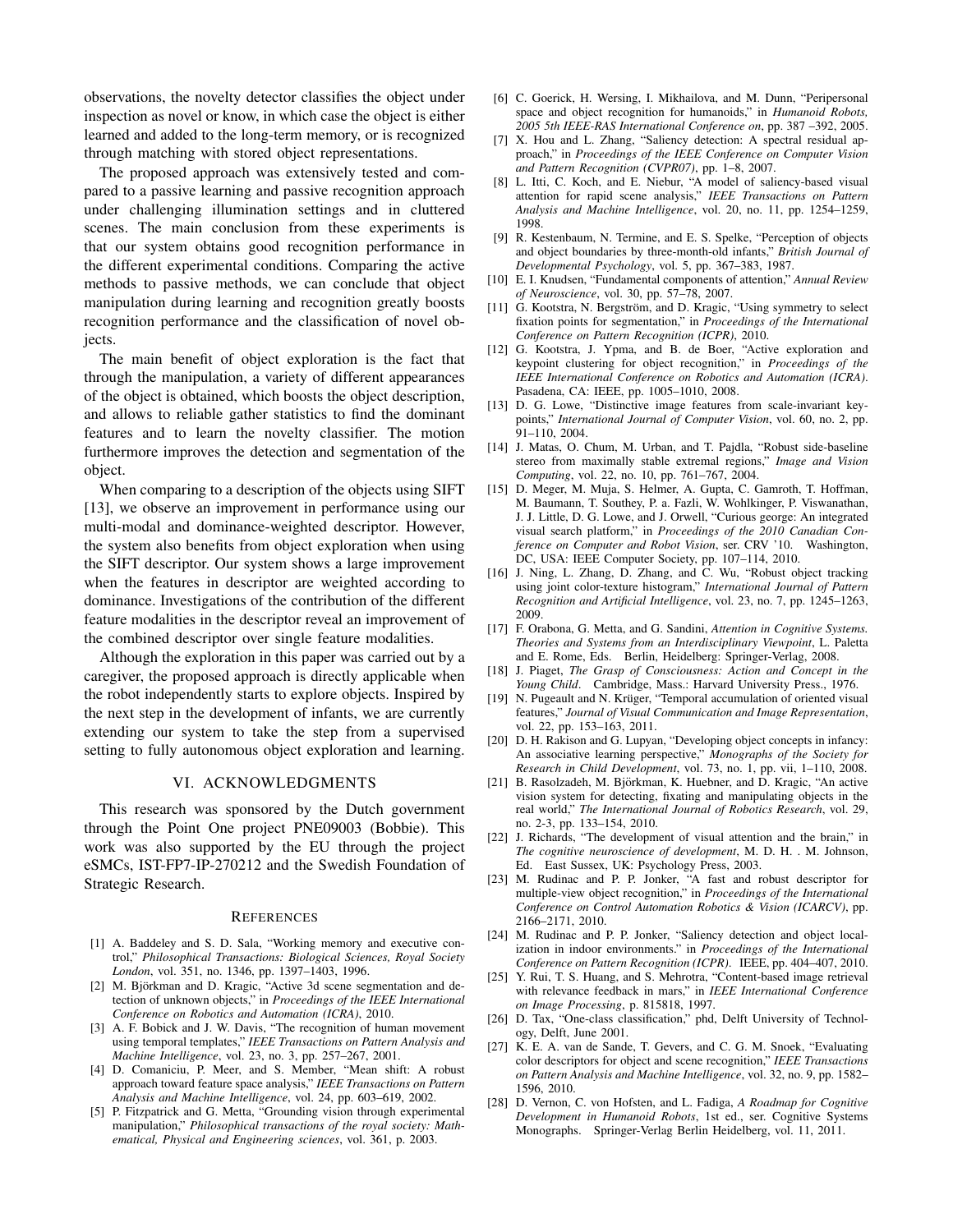observations, the novelty detector classifies the object under inspection as novel or know, in which case the object is either learned and added to the long-term memory, or is recognized through matching with stored object representations.

The proposed approach was extensively tested and compared to a passive learning and passive recognition approach under challenging illumination settings and in cluttered scenes. The main conclusion from these experiments is that our system obtains good recognition performance in the different experimental conditions. Comparing the active methods to passive methods, we can conclude that object manipulation during learning and recognition greatly boosts recognition performance and the classification of novel objects.

The main benefit of object exploration is the fact that through the manipulation, a variety of different appearances of the object is obtained, which boosts the object description, and allows to reliable gather statistics to find the dominant features and to learn the novelty classifier. The motion furthermore improves the detection and segmentation of the object.

When comparing to a description of the objects using SIFT [13], we observe an improvement in performance using our multi-modal and dominance-weighted descriptor. However, the system also benefits from object exploration when using the SIFT descriptor. Our system shows a large improvement when the features in descriptor are weighted according to dominance. Investigations of the contribution of the different feature modalities in the descriptor reveal an improvement of the combined descriptor over single feature modalities.

Although the exploration in this paper was carried out by a caregiver, the proposed approach is directly applicable when the robot independently starts to explore objects. Inspired by the next step in the development of infants, we are currently extending our system to take the step from a supervised setting to fully autonomous object exploration and learning.

## VI. ACKNOWLEDGMENTS

This research was sponsored by the Dutch government through the Point One project PNE09003 (Bobbie). This work was also supported by the EU through the project eSMCs, IST-FP7-IP-270212 and the Swedish Foundation of Strategic Research.

## REFERENCES

[1] A. Baddeley and S. D. Sala, "Working memory and executive control," *Philosophical Transactions: Biological Sciences, Royal Society London*, vol. 351, no. 1346, pp. 1397–1403, 1996.

[2] M. Björkman and D. Kragic, "Active 3d scene segmentation and detection of unknown objects," in *Proceedings of the IEEE International Conference on Robotics and Automation (ICRA)*, 2010.

[3] A. F. Bobick and J. W. Davis, "The recognition of human movement using temporal templates," *IEEE Transactions on Pattern Analysis and Machine Intelligence*, vol. 23, no. 3, pp. 257–267, 2001.

[4] D. Comaniciu, P. Meer, and S. Member, "Mean shift: A robust approach toward feature space analysis," *IEEE Transactions on Pattern Analysis and Machine Intelligence*, vol. 24, pp. 603–619, 2002.

[5] P. Fitzpatrick and G. Metta, "Grounding vision through experimental manipulation," *Philosophical transactions of the royal society: Mathematical, Physical and Engineering sciences*, vol. 361, p. 2003.

[6] C. Goerick, H. Wersing, I. Mikhailova, and M. Dunn, "Peripersonal space and object recognition for humanoids," in *Humanoid Robots, 2005 5th IEEE-RAS International Conference on*, pp. 387 –392, 2005.

[7] X. Hou and L. Zhang, "Saliency detection: A spectral residual approach," in *Proceedings of the IEEE Conference on Computer Vision and Pattern Recognition (CVPR07)*, pp. 1–8, 2007.

[8] L. Itti, C. Koch, and E. Niebur, "A model of saliency-based visual attention for rapid scene analysis," *IEEE Transactions on Pattern Analysis and Machine Intelligence*, vol. 20, no. 11, pp. 1254–1259, 1998.

[9] R. Kestenbaum, N. Termine, and E. S. Spelke, "Perception of objects and object boundaries by three-month-old infants," *British Journal of Developmental Psychology*, vol. 5, pp. 367–383, 1987.

[10] E. I. Knudsen, "Fundamental components of attention," *Annual Review of Neuroscience*, vol. 30, pp. 57–78, 2007.

[11] G. Kootstra, N. Bergström, and D. Kragic, "Using symmetry to select fixation points for segmentation," in *Proceedings of the International Conference on Pattern Recognition (ICPR)*, 2010.

[12] G. Kootstra, J. Ypma, and B. de Boer, "Active exploration and keypoint clustering for object recognition," in *Proceedings of the IEEE International Conference on Robotics and Automation (ICRA)*. Pasadena, CA: IEEE, pp. 1005–1010, 2008.

[13] D. G. Lowe, "Distinctive image features from scale-invariant keypoints," *International Journal of Computer Vision*, vol. 60, no. 2, pp. 91–110, 2004.

[14] J. Matas, O. Chum, M. Urban, and T. Pajdla, "Robust side-baseline stereo from maximally stable extremal regions," *Image and Vision Computing*, vol. 22, no. 10, pp. 761–767, 2004.

[15] D. Meger, M. Muja, S. Helmer, A. Gupta, C. Gamroth, T. Hoffman, M. Baumann, T. Southey, P. a. Fazli, W. Wohlkinger, P. Viswanathan, J. J. Little, D. G. Lowe, and J. Orwell, "Curious george: An integrated visual search platform," in *Proceedings of the 2010 Canadian Conference on Computer and Robot Vision*, ser. CRV '10. Washington, DC, USA: IEEE Computer Society, pp. 107–114, 2010.

[16] J. Ning, L. Zhang, D. Zhang, and C. Wu, "Robust object tracking using joint color-texture histogram," *International Journal of Pattern Recognition and Artificial Intelligence*, vol. 23, no. 7, pp. 1245–1263, 2009.

[17] F. Orabona, G. Metta, and G. Sandini, *Attention in Cognitive Systems. Theories and Systems from an Interdisciplinary Viewpoint*, L. Paletta and E. Rome, Eds. Berlin, Heidelberg: Springer-Verlag, 2008.

[18] J. Piaget, *The Grasp of Consciousness: Action and Concept in the Young Child*. Cambridge, Mass.: Harvard University Press., 1976.

[19] N. Pugeault and N. Krüger, "Temporal accumulation of oriented visual features," *Journal of Visual Communication and Image Representation*, vol. 22, pp. 153–163, 2011.

[20] D. H. Rakison and G. Lupyan, "Developing object concepts in infancy: An associative learning perspective," *Monographs of the Society for Research in Child Development*, vol. 73, no. 1, pp. vii, 1–110, 2008.

[21] B. Rasolzadeh, M. Björkman, K. Huebner, and D. Kragic, "An active vision system for detecting, fixating and manipulating objects in the real world," *The International Journal of Robotics Research*, vol. 29, no. 2-3, pp. 133–154, 2010.

[22] J. Richards, "The development of visual attention and the brain," in *The cognitive neuroscience of development*, M. D. H. . M. Johnson, Ed. East Sussex, UK: Psychology Press, 2003.

[23] M. Rudinac and P. P. Jonker, "A fast and robust descriptor for multiple-view object recognition," in *Proceedings of the International Conference on Control Automation Robotics & Vision (ICARCV)*, pp. 2166–2171, 2010.

[24] M. Rudinac and P. P. Jonker, "Saliency detection and object localization in indoor environments." in *Proceedings of the International Conference on Pattern Recognition (ICPR)*. IEEE, pp. 404–407, 2010.

[25] Y. Rui, T. S. Huang, and S. Mehrotra, "Content-based image retrieval with relevance feedback in mars," in *IEEE International Conference on Image Processing*, p. 815818, 1997.

[26] D. Tax, "One-class classification," phd, Delft University of Technology, Delft, June 2001.

[27] K. E. A. van de Sande, T. Gevers, and C. G. M. Snoek, "Evaluating color descriptors for object and scene recognition," *IEEE Transactions on Pattern Analysis and Machine Intelligence*, vol. 32, no. 9, pp. 1582–1596, 2010.

[28] D. Vernon, C. von Hofsten, and L. Fadiga, *A Roadmap for Cognitive Development in Humanoid Robots*, 1st ed., ser. Cognitive Systems Monographs. Springer-Verlag Berlin Heidelberg, vol. 11, 2011.